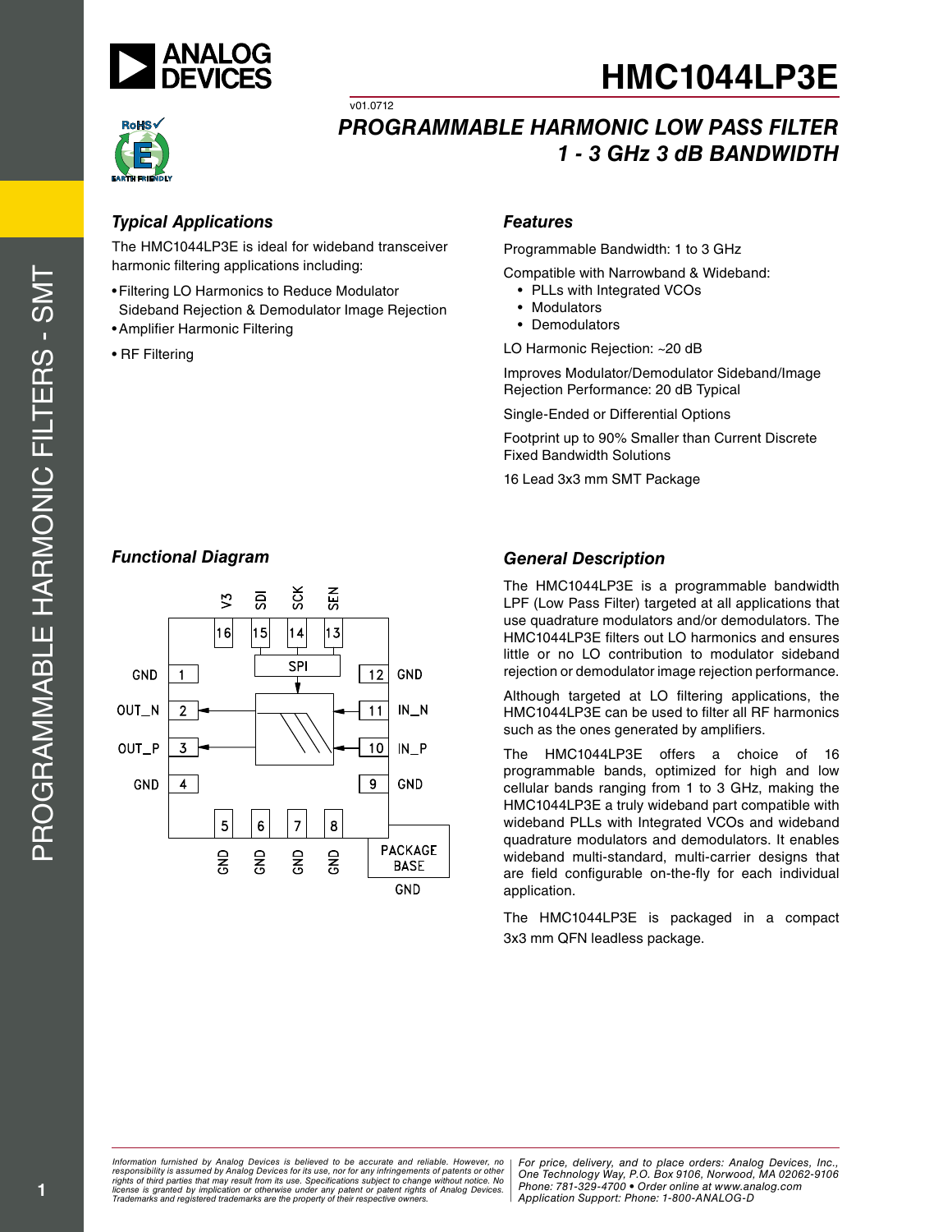# HMC1044LP3E

v01.0712

## PROGRAMMABLE HARMONIC LOW PASS FILTER 1 - 3 GHz 3 dB BANDWIDTH

### Typical Applications

The HMC1044LP3E is ideal for wideband transceiver harmonic filtering applications including:

- Filtering LO Harmonics to Reduce Modulator Sideband Rejection & Demodulator Image Rejection
- Amplifier Harmonic Filtering
- RF Filtering

### Features

Programmable Bandwidth: 1 to 3 GHz

Compatible with Narrowband & Wideband:
- PLLs with Integrated VCOs
- Modulators
- Demodulators

LO Harmonic Rejection: ~20 dB

Improves Modulator/Demodulator Sideband/Image Rejection Performance: 20 dB Typical

Single-Ended or Differential Options

Footprint up to 90% Smaller than Current Discrete Fixed Bandwidth Solutions

16 Lead 3x3 mm SMT Package

### Functional Diagram

V3 16, SDI 15, SCK 14, SEN 13, SPI

GND 1, OUT_N 2, OUT_P 3, GND 4

GND 12, IN_N 11, IN_P 10, GND 9

GND 5, GND 6, GND 7, GND 8

PACKAGE BASE GND

### General Description

The HMC1044LP3E is a programmable bandwidth LPF (Low Pass Filter) targeted at all applications that use quadrature modulators and/or demodulators. The HMC1044LP3E filters out LO harmonics and ensures little or no LO contribution to modulator sideband rejection or demodulator image rejection performance.

Although targeted at LO filtering applications, the HMC1044LP3E can be used to filter all RF harmonics such as the ones generated by amplifiers.

The HMC1044LP3E offers a choice of 16 programmable bands, optimized for high and low cellular bands ranging from 1 to 3 GHz, making the HMC1044LP3E a truly wideband part compatible with wideband PLLs with Integrated VCOs and wideband quadrature modulators and demodulators. It enables wideband multi-standard, multi-carrier designs that are field configurable on-the-fly for each individual application.

The HMC1044LP3E is packaged in a compact 3x3 mm QFN leadless package.

*Information furnished by Analog Devices is believed to be accurate and reliable. However, no responsibility is assumed by Analog Devices for its use, nor for any infringements of patents or other rights of third parties that may result from its use. Specifications subject to change without notice. No license is granted by implication or otherwise under any patent or patent rights of Analog Devices. Trademarks and registered trademarks are the property of their respective owners.*

*For price, delivery, and to place orders: Analog Devices, Inc., One Technology Way, P.O. Box 9106, Norwood, MA 02062-9106 Phone: 781-329-4700 • Order online at www.analog.com Application Support: Phone: 1-800-ANALOG-D*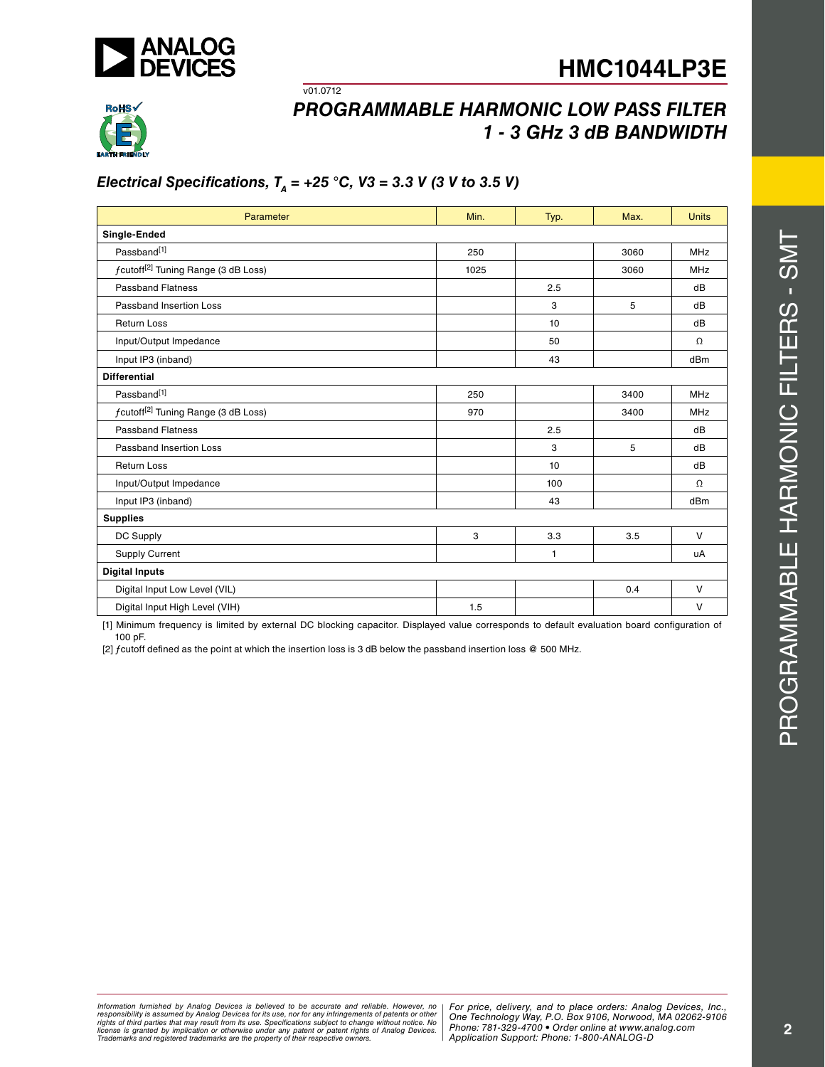## Electrical Specifications, $T_A$ = +25 °C, V3 = 3.3 V (3 V to 3.5 V)

| Parameter | Min. | Typ. | Max. | Units |
|---|---|---|---|---|
| **Single-Ended** | | | | |
| Passband[1] | 250 | | 3060 | MHz |
| ƒcutoff[2] Tuning Range (3 dB Loss) | 1025 | | 3060 | MHz |
| Passband Flatness | | 2.5 | | dB |
| Passband Insertion Loss | | 3 | 5 | dB |
| Return Loss | | 10 | | dB |
| Input/Output Impedance | | 50 | | Ω |
| Input IP3 (inband) | | 43 | | dBm |
| **Differential** | | | | |
| Passband[1] | 250 | | 3400 | MHz |
| ƒcutoff[2] Tuning Range (3 dB Loss) | 970 | | 3400 | MHz |
| Passband Flatness | | 2.5 | | dB |
| Passband Insertion Loss | | 3 | 5 | dB |
| Return Loss | | 10 | | dB |
| Input/Output Impedance | | 100 | | Ω |
| Input IP3 (inband) | | 43 | | dBm |
| **Supplies** | | | | |
| DC Supply | 3 | 3.3 | 3.5 | V |
| Supply Current | | 1 | | uA |
| **Digital Inputs** | | | | |
| Digital Input Low Level (VIL) | | | 0.4 | V |
| Digital Input High Level (VIH) | 1.5 | | | V |

[1] Minimum frequency is limited by external DC blocking capacitor. Displayed value corresponds to default evaluation board configuration of 100 pF.

[2] ƒcutoff defined as the point at which the insertion loss is 3 dB below the passband insertion loss @ 500 MHz.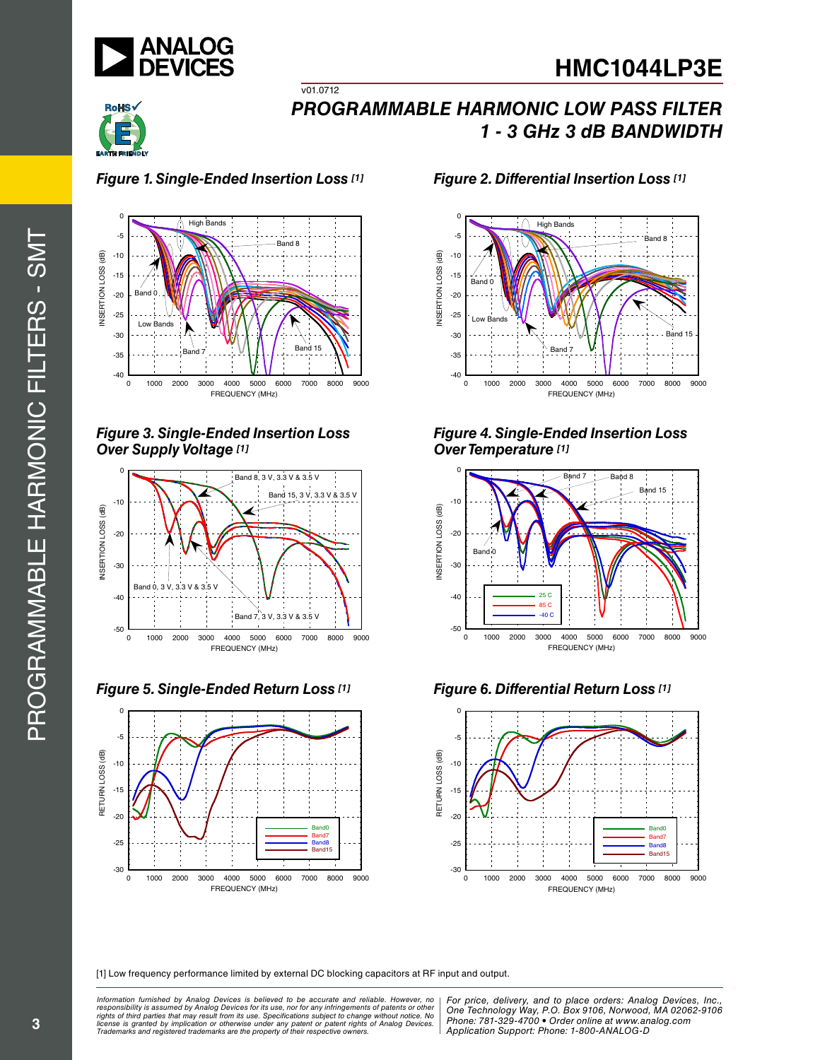### Figure 1. Single-Ended Insertion Loss [1]

### Figure 2. Differential Insertion Loss [1]

### Figure 3. Single-Ended Insertion Loss Over Supply Voltage [1]

### Figure 4. Single-Ended Insertion Loss Over Temperature [1]

### Figure 5. Single-Ended Return Loss [1]

### Figure 6. Differential Return Loss [1]

[1] Low frequency performance limited by external DC blocking capacitors at RF input and output.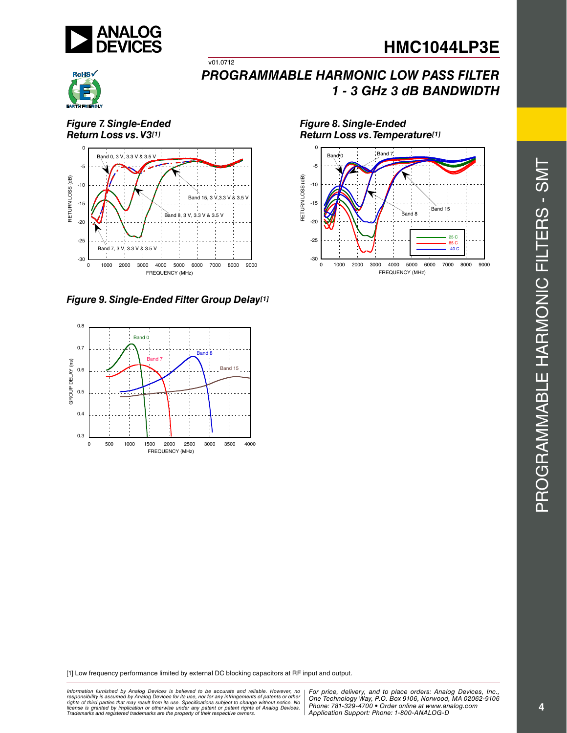# HMC1044LP3E

v01.0712

## PROGRAMMABLE HARMONIC LOW PASS FILTER 1 - 3 GHz 3 dB BANDWIDTH

**Figure 7. Single-Ended Return Loss vs. V3[1]**

**Figure 8. Single-Ended Return Loss vs. Temperature[1]**

**Figure 9. Single-Ended Filter Group Delay[1]**

[1] Low frequency performance limited by external DC blocking capacitors at RF input and output.

*Information furnished by Analog Devices is believed to be accurate and reliable. However, no responsibility is assumed by Analog Devices for its use, nor for any infringements of patents or other rights of third parties that may result from its use. Specifications subject to change without notice. No license is granted by implication or otherwise under any patent or patent rights of Analog Devices. Trademarks and registered trademarks are the property of their respective owners.*

*For price, delivery, and to place orders: Analog Devices, Inc., One Technology Way, P.O. Box 9106, Norwood, MA 02062-9106 Phone: 781-329-4700 • Order online at www.analog.com Application Support: Phone: 1-800-ANALOG-D*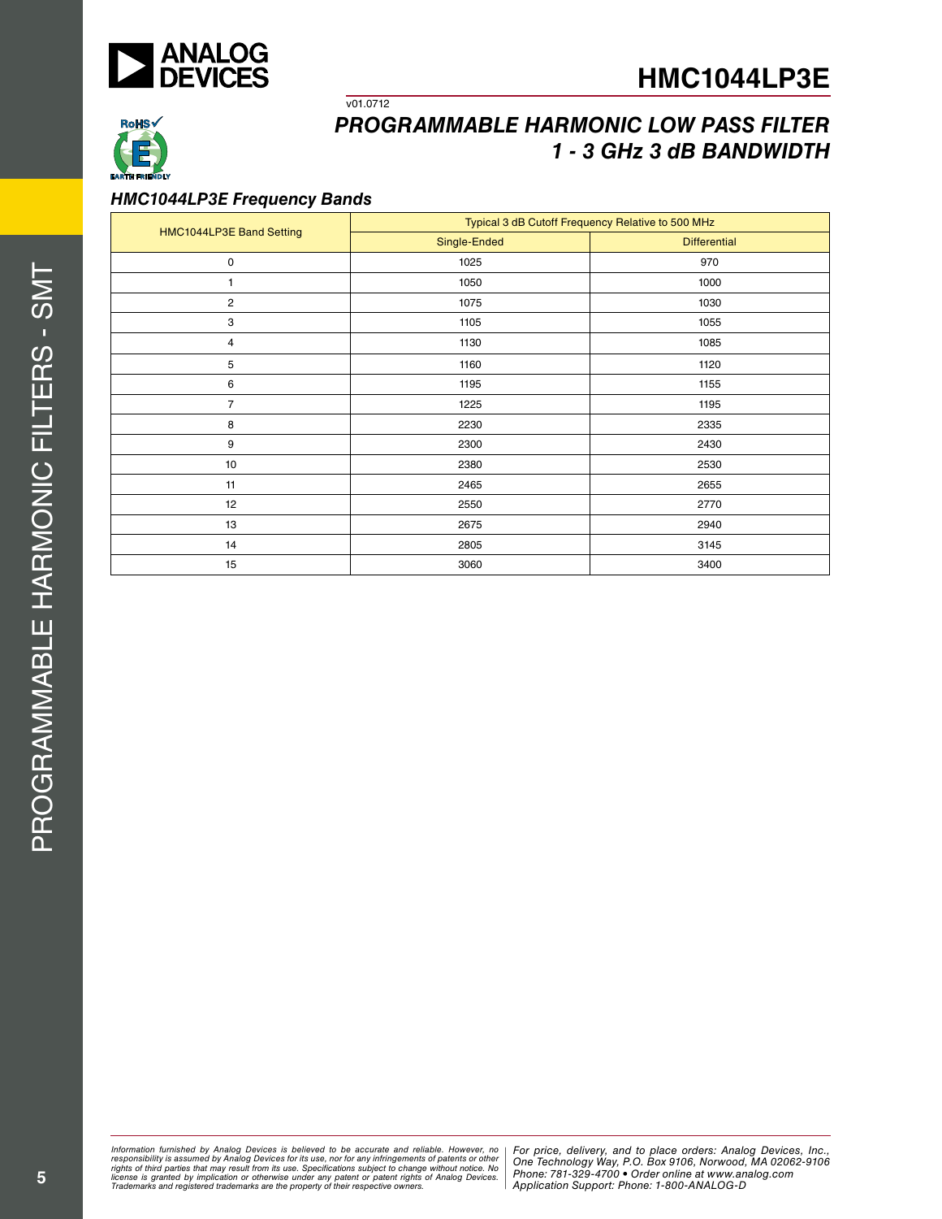### HMC1044LP3E Frequency Bands

| HMC1044LP3E Band Setting | Typical 3 dB Cutoff Frequency Relative to 500 MHz | |
|---|---|---|
| | Single-Ended | Differential |
| 0 | 1025 | 970 |
| 1 | 1050 | 1000 |
| 2 | 1075 | 1030 |
| 3 | 1105 | 1055 |
| 4 | 1130 | 1085 |
| 5 | 1160 | 1120 |
| 6 | 1195 | 1155 |
| 7 | 1225 | 1195 |
| 8 | 2230 | 2335 |
| 9 | 2300 | 2430 |
| 10 | 2380 | 2530 |
| 11 | 2465 | 2655 |
| 12 | 2550 | 2770 |
| 13 | 2675 | 2940 |
| 14 | 2805 | 3145 |
| 15 | 3060 | 3400 |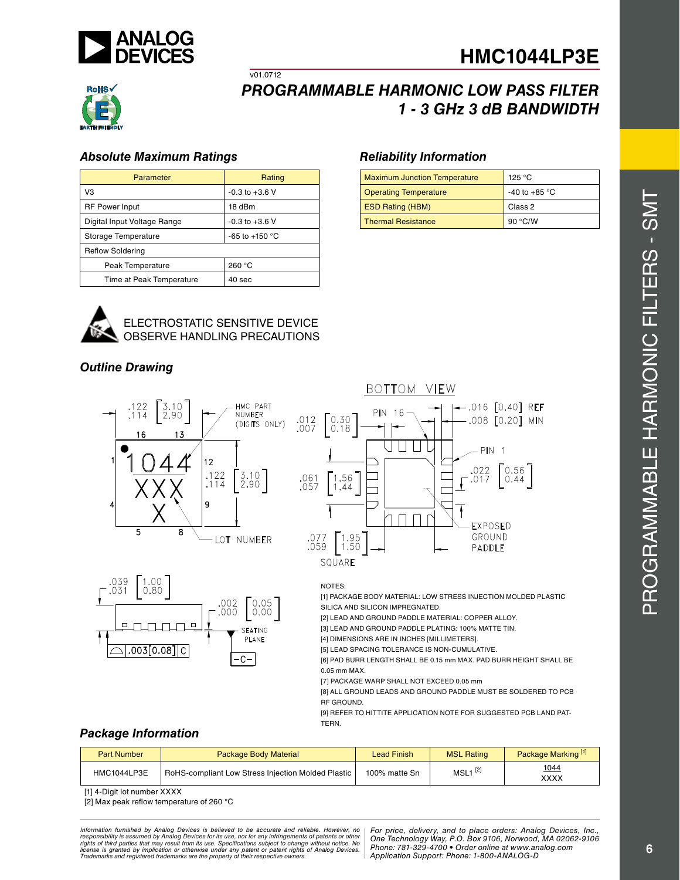# HMC1044LP3E

v01.0712

## PROGRAMMABLE HARMONIC LOW PASS FILTER 1 - 3 GHz 3 dB BANDWIDTH

### Absolute Maximum Ratings

| Parameter | Rating |
|---|---|
| V3 | -0.3 to +3.6 V |
| RF Power Input | 18 dBm |
| Digital Input Voltage Range | -0.3 to +3.6 V |
| Storage Temperature | -65 to +150 °C |
| Reflow Soldering | |
| Peak Temperature | 260 °C |
| Time at Peak Temperature | 40 sec |

### Reliability Information

| | |
|---|---|
| Maximum Junction Temperature | 125 °C |
| Operating Temperature | -40 to +85 °C |
| ESD Rating (HBM) | Class 2 |
| Thermal Resistance | 90 °C/W |

ELECTROSTATIC SENSITIVE DEVICE
OBSERVE HANDLING PRECAUTIONS

### Outline Drawing

NOTES:

[1] PACKAGE BODY MATERIAL: LOW STRESS INJECTION MOLDED PLASTIC SILICA AND SILICON IMPREGNATED.

[2] LEAD AND GROUND PADDLE MATERIAL: COPPER ALLOY.

[3] LEAD AND GROUND PADDLE PLATING: 100% MATTE TIN.

[4] DIMENSIONS ARE IN INCHES [MILLIMETERS].

[5] LEAD SPACING TOLERANCE IS NON-CUMULATIVE.

[6] PAD BURR LENGTH SHALL BE 0.15 mm MAX. PAD BURR HEIGHT SHALL BE 0.05 mm MAX.

[7] PACKAGE WARP SHALL NOT EXCEED 0.05 mm

[8] ALL GROUND LEADS AND GROUND PADDLE MUST BE SOLDERED TO PCB RF GROUND.

[9] REFER TO HITTITE APPLICATION NOTE FOR SUGGESTED PCB LAND PATTERN.

### Package Information

| Part Number | Package Body Material | Lead Finish | MSL Rating | Package Marking [1] |
|---|---|---|---|---|
| HMC1044LP3E | RoHS-compliant Low Stress Injection Molded Plastic | 100% matte Sn | MSL1 [2] | 1044<br>XXXX |

[1] 4-Digit lot number XXXX

[2] Max peak reflow temperature of 260 °C

*Information furnished by Analog Devices is believed to be accurate and reliable. However, no responsibility is assumed by Analog Devices for its use, nor for any infringements of patents or other rights of third parties that may result from its use. Specifications subject to change without notice. No license is granted by implication or otherwise under any patent or patent rights of Analog Devices. Trademarks and registered trademarks are the property of their respective owners.*

*For price, delivery, and to place orders: Analog Devices, Inc., One Technology Way, P.O. Box 9106, Norwood, MA 02062-9106 Phone: 781-329-4700 • Order online at www.analog.com Application Support: Phone: 1-800-ANALOG-D*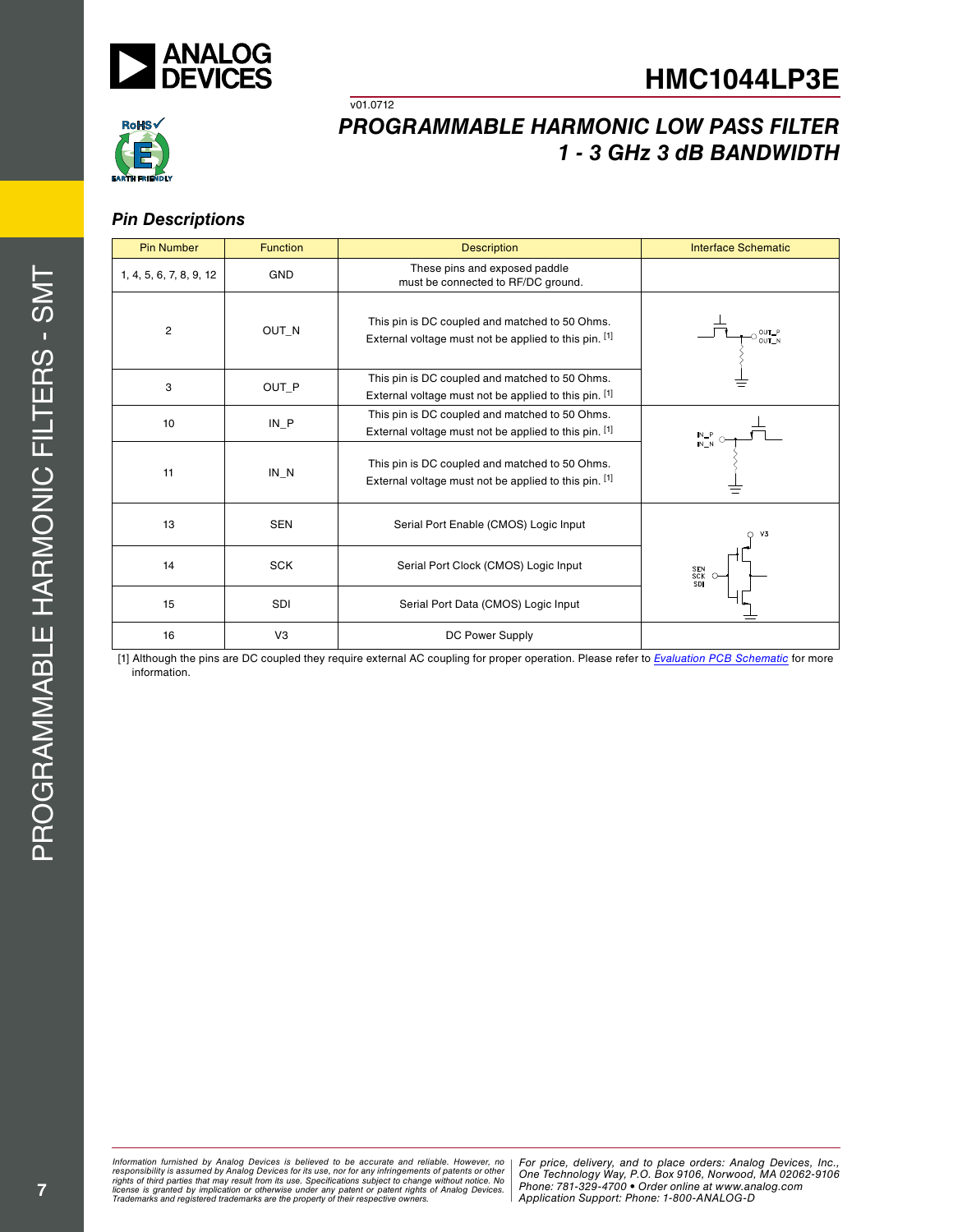## Pin Descriptions

| Pin Number | Function | Description | Interface Schematic |
|---|---|---|---|
| 1, 4, 5, 6, 7, 8, 9, 12 | GND | These pins and exposed paddle must be connected to RF/DC ground. | |
| 2 | OUT_N | This pin is DC coupled and matched to 50 Ohms. External voltage must not be applied to this pin. [1] | |
| 3 | OUT_P | This pin is DC coupled and matched to 50 Ohms. External voltage must not be applied to this pin. [1] | |
| 10 | IN_P | This pin is DC coupled and matched to 50 Ohms. External voltage must not be applied to this pin. [1] | |
| 11 | IN_N | This pin is DC coupled and matched to 50 Ohms. External voltage must not be applied to this pin. [1] | |
| 13 | SEN | Serial Port Enable (CMOS) Logic Input | |
| 14 | SCK | Serial Port Clock (CMOS) Logic Input | |
| 15 | SDI | Serial Port Data (CMOS) Logic Input | |
| 16 | V3 | DC Power Supply | |

[1] Although the pins are DC coupled they require external AC coupling for proper operation. Please refer to *Evaluation PCB Schematic* for more information.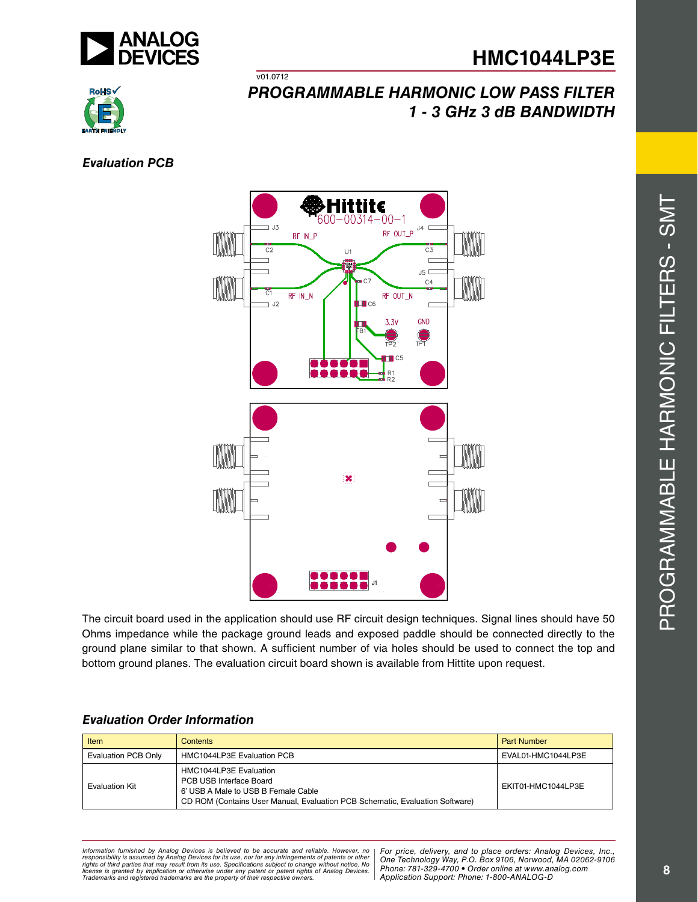## Evaluation PCB

The circuit board used in the application should use RF circuit design techniques. Signal lines should have 50 Ohms impedance while the package ground leads and exposed paddle should be connected directly to the ground plane similar to that shown. A sufficient number of via holes should be used to connect the top and bottom ground planes. The evaluation circuit board shown is available from Hittite upon request.

## Evaluation Order Information

| Item | Contents | Part Number |
|---|---|---|
| Evaluation PCB Only | HMC1044LP3E Evaluation PCB | EVAL01-HMC1044LP3E |
| Evaluation Kit | HMC1044LP3E Evaluation<br>PCB USB Interface Board<br>6' USB A Male to USB B Female Cable<br>CD ROM (Contains User Manual, Evaluation PCB Schematic, Evaluation Software) | EKIT01-HMC1044LP3E |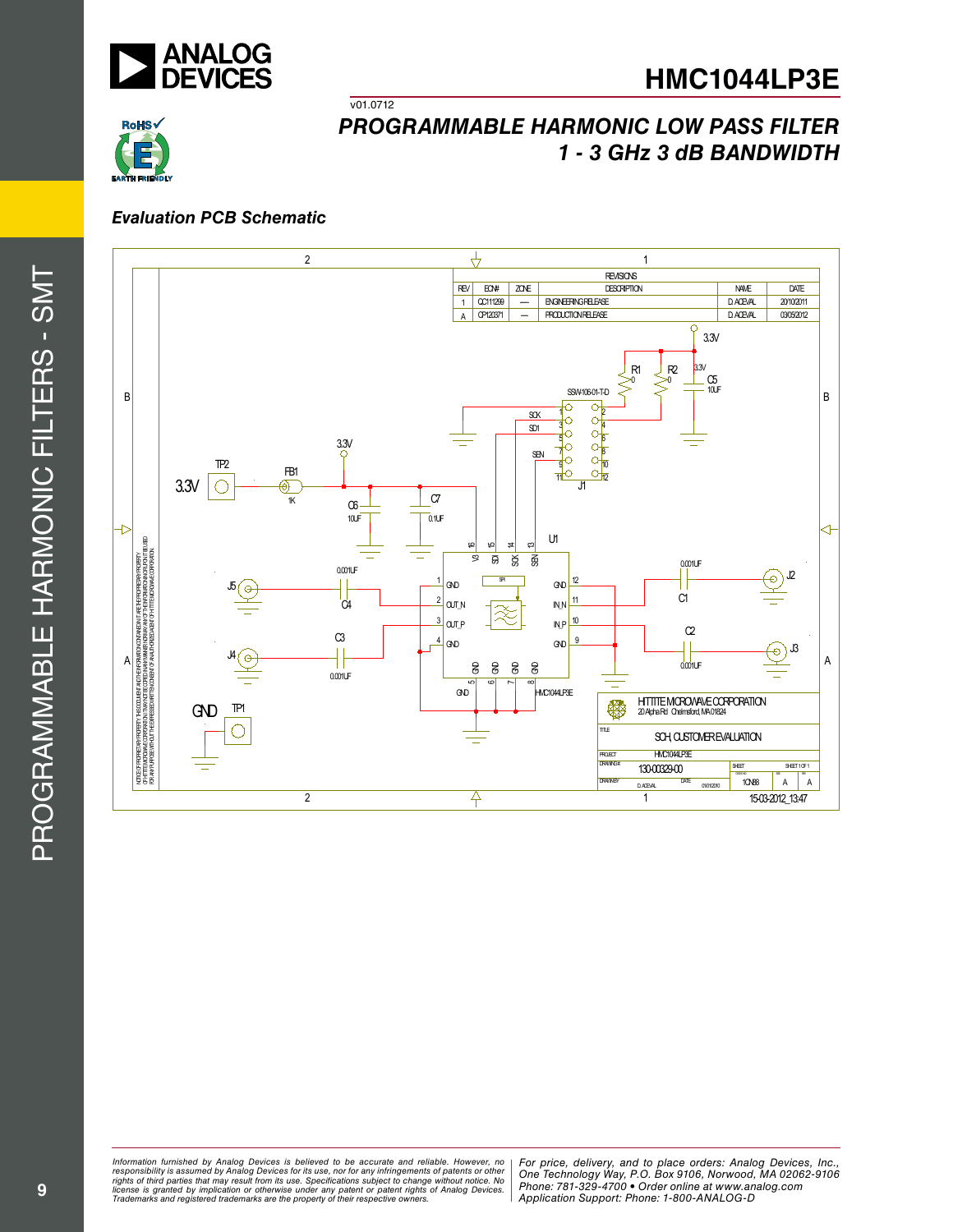## Evaluation PCB Schematic

| REV | ECN# | ZONE | DESCRIPTION | NAME | DATE |
|---|---|---|---|---|---|
| 1 | QC111299 | — | ENGINEERING RELEASE | D.ACEVAL | 20/10/2011 |
| A | CP120371 | — | PRODUCTION RELEASE | D.ACEVAL | 03/05/2012 |

HITTITE MICROWAVE CORPORATION
20 Alpha Rd Chelmsford, MA 01824

TITLE: SCH, CUSTOMER EVALUATION

PROJECT: HMC1044LP3E

DRAWING#: 130-00329-00

SHEET: SHEET 1 OF 1

DRAWN BY: D.ACEVAL

DATE: 01/01/2010

1CN88 | A | A

15-03-2012_13:47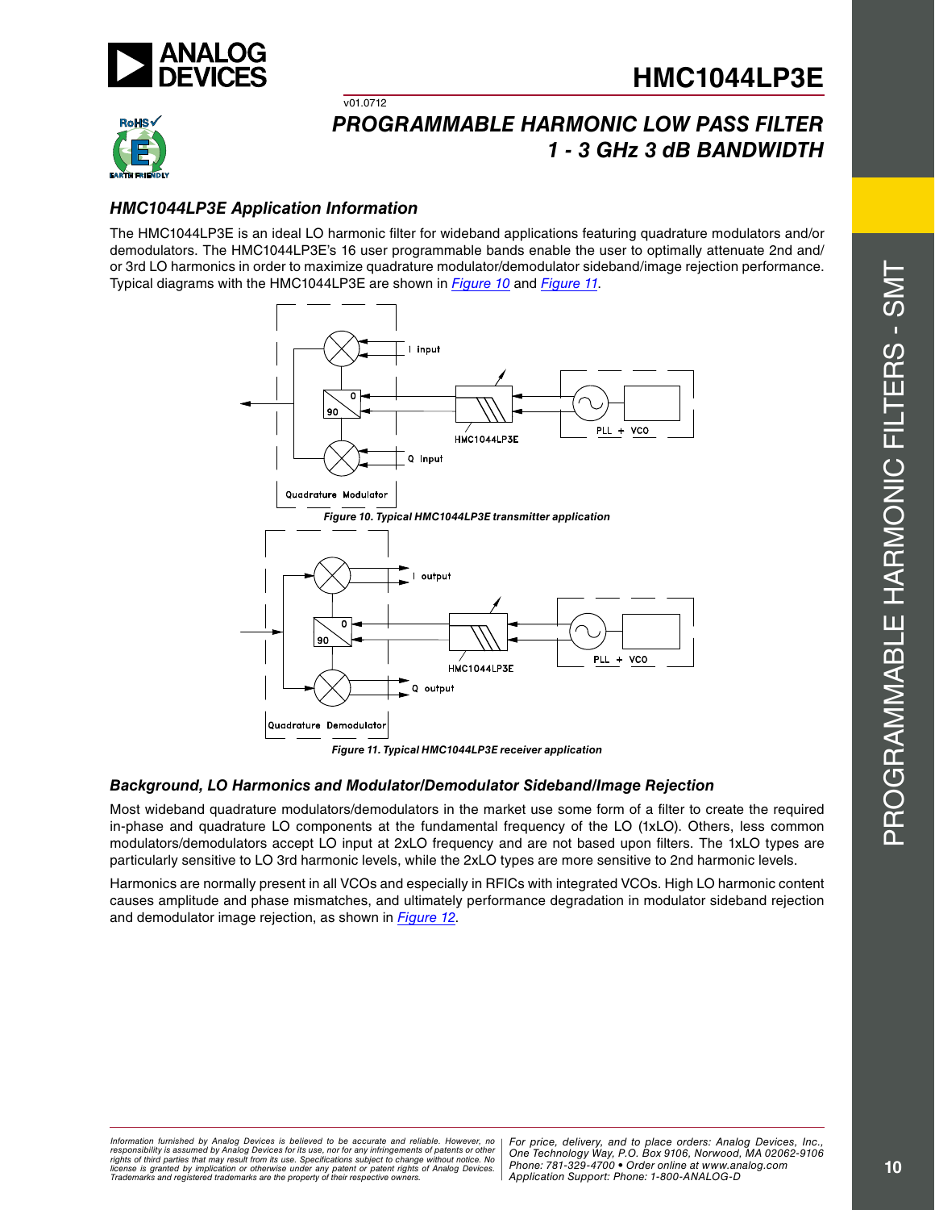## HMC1044LP3E Application Information

The HMC1044LP3E is an ideal LO harmonic filter for wideband applications featuring quadrature modulators and/or demodulators. The HMC1044LP3E's 16 user programmable bands enable the user to optimally attenuate 2nd and/or 3rd LO harmonics in order to maximize quadrature modulator/demodulator sideband/image rejection performance. Typical diagrams with the HMC1044LP3E are shown in Figure 10 and Figure 11.

Figure 10. Typical HMC1044LP3E transmitter application

Figure 11. Typical HMC1044LP3E receiver application

## Background, LO Harmonics and Modulator/Demodulator Sideband/Image Rejection

Most wideband quadrature modulators/demodulators in the market use some form of a filter to create the required in-phase and quadrature LO components at the fundamental frequency of the LO (1xLO). Others, less common modulators/demodulators accept LO input at 2xLO frequency and are not based upon filters. The 1xLO types are particularly sensitive to LO 3rd harmonic levels, while the 2xLO types are more sensitive to 2nd harmonic levels.

Harmonics are normally present in all VCOs and especially in RFICs with integrated VCOs. High LO harmonic content causes amplitude and phase mismatches, and ultimately performance degradation in modulator sideband rejection and demodulator image rejection, as shown in Figure 12.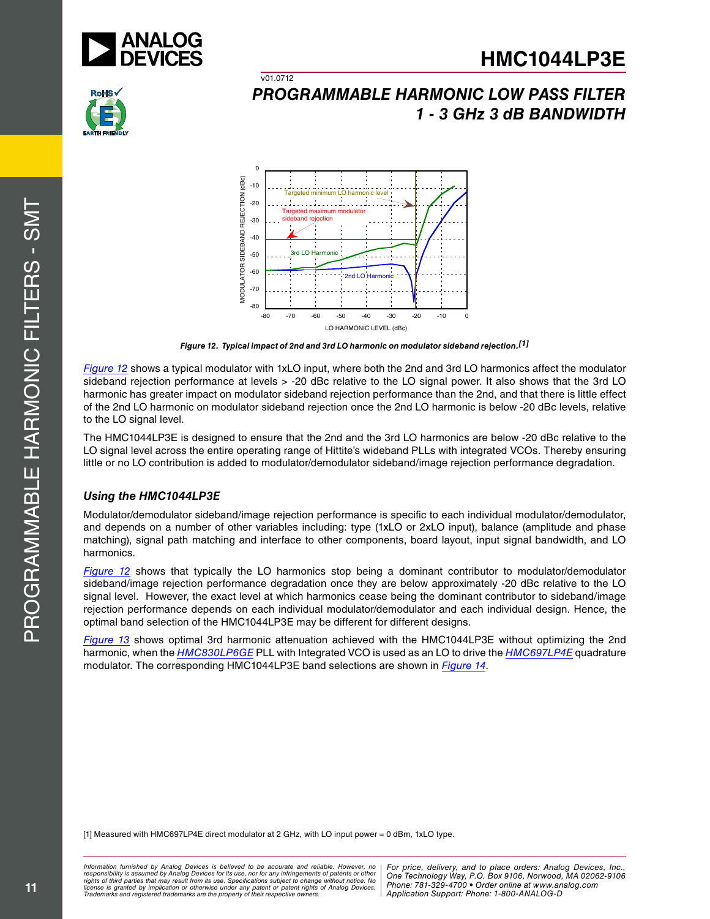Figure 12. Typical impact of 2nd and 3rd LO harmonic on modulator sideband rejection.[1]

Figure 12 shows a typical modulator with 1xLO input, where both the 2nd and 3rd LO harmonics affect the modulator sideband rejection performance at levels > -20 dBc relative to the LO signal power. It also shows that the 3rd LO harmonic has greater impact on modulator sideband rejection performance than the 2nd, and that there is little effect of the 2nd LO harmonic on modulator sideband rejection once the 2nd LO harmonic is below -20 dBc levels, relative to the LO signal level.

The HMC1044LP3E is designed to ensure that the 2nd and the 3rd LO harmonics are below -20 dBc relative to the LO signal level across the entire operating range of Hittite's wideband PLLs with integrated VCOs. Thereby ensuring little or no LO contribution is added to modulator/demodulator sideband/image rejection performance degradation.

### *Using the HMC1044LP3E*

Modulator/demodulator sideband/image rejection performance is specific to each individual modulator/demodulator, and depends on a number of other variables including: type (1xLO or 2xLO input), balance (amplitude and phase matching), signal path matching and interface to other components, board layout, input signal bandwidth, and LO harmonics.

Figure 12 shows that typically the LO harmonics stop being a dominant contributor to modulator/demodulator sideband/image rejection performance degradation once they are below approximately -20 dBc relative to the LO signal level. However, the exact level at which harmonics cease being the dominant contributor to sideband/image rejection performance depends on each individual modulator/demodulator and each individual design. Hence, the optimal band selection of the HMC1044LP3E may be different for different designs.

Figure 13 shows optimal 3rd harmonic attenuation achieved with the HMC1044LP3E without optimizing the 2nd harmonic, when the HMC830LP6GE PLL with Integrated VCO is used as an LO to drive the HMC697LP4E quadrature modulator. The corresponding HMC1044LP3E band selections are shown in Figure 14.

[1] Measured with HMC697LP4E direct modulator at 2 GHz, with LO input power = 0 dBm, 1xLO type.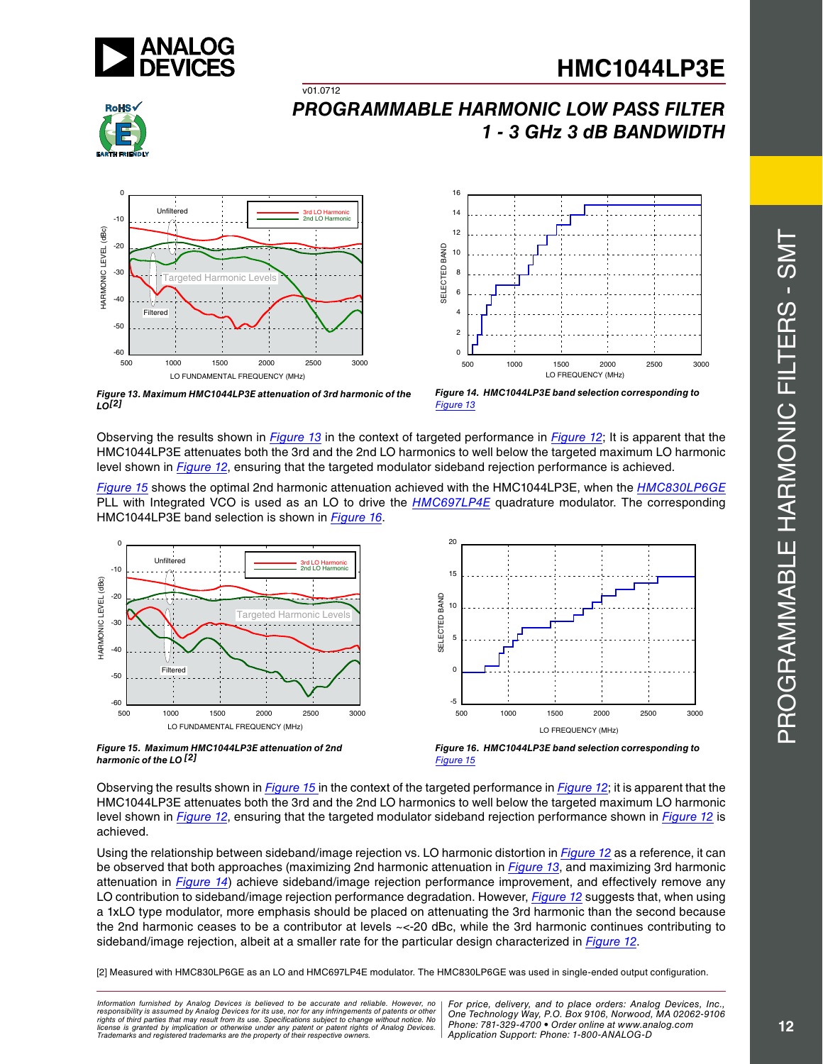Figure 13. Maximum HMC1044LP3E attenuation of 3rd harmonic of the LO[2]

Figure 14. HMC1044LP3E band selection corresponding to Figure 13

Observing the results shown in Figure 13 in the context of targeted performance in Figure 12; It is apparent that the HMC1044LP3E attenuates both the 3rd and the 2nd LO harmonics to well below the targeted maximum LO harmonic level shown in Figure 12, ensuring that the targeted modulator sideband rejection performance is achieved.

Figure 15 shows the optimal 2nd harmonic attenuation achieved with the HMC1044LP3E, when the HMC830LP6GE PLL with Integrated VCO is used as an LO to drive the HMC697LP4E quadrature modulator. The corresponding HMC1044LP3E band selection is shown in Figure 16.

Figure 15. Maximum HMC1044LP3E attenuation of 2nd harmonic of the LO[2]

Figure 16. HMC1044LP3E band selection corresponding to Figure 15

Observing the results shown in Figure 15 in the context of the targeted performance in Figure 12; it is apparent that the HMC1044LP3E attenuates both the 3rd and the 2nd LO harmonics to well below the targeted maximum LO harmonic level shown in Figure 12, ensuring that the targeted modulator sideband rejection performance shown in Figure 12 is achieved.

Using the relationship between sideband/image rejection vs. LO harmonic distortion in Figure 12 as a reference, it can be observed that both approaches (maximizing 2nd harmonic attenuation in Figure 13, and maximizing 3rd harmonic attenuation in Figure 14) achieve sideband/image rejection performance improvement, and effectively remove any LO contribution to sideband/image rejection performance degradation. However, Figure 12 suggests that, when using a 1xLO type modulator, more emphasis should be placed on attenuating the 3rd harmonic than the second because the 2nd harmonic ceases to be a contributor at levels ~<-20 dBc, while the 3rd harmonic continues contributing to sideband/image rejection, albeit at a smaller rate for the particular design characterized in Figure 12.

[2] Measured with HMC830LP6GE as an LO and HMC697LP4E modulator. The HMC830LP6GE was used in single-ended output configuration.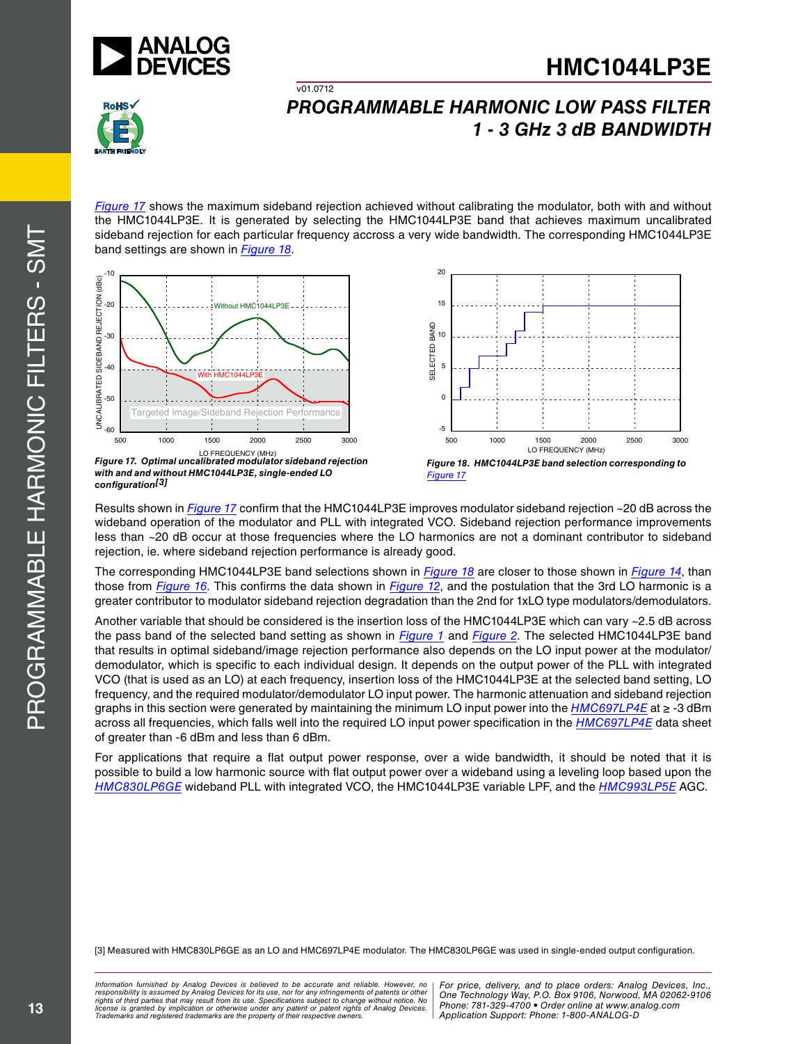Figure 17 shows the maximum sideband rejection achieved without calibrating the modulator, both with and without the HMC1044LP3E. It is generated by selecting the HMC1044LP3E band that achieves maximum uncalibrated sideband rejection for each particular frequency accross a very wide bandwidth. The corresponding HMC1044LP3E band settings are shown in Figure 18.

Figure 17. Optimal uncalibrated modulator sideband rejection with and and without HMC1044LP3E, single-ended LO configuration[3]

Figure 18. HMC1044LP3E band selection corresponding to Figure 17

Results shown in Figure 17 confirm that the HMC1044LP3E improves modulator sideband rejection ~20 dB across the wideband operation of the modulator and PLL with integrated VCO. Sideband rejection performance improvements less than ~20 dB occur at those frequencies where the LO harmonics are not a dominant contributor to sideband rejection, ie. where sideband rejection performance is already good.

The corresponding HMC1044LP3E band selections shown in Figure 18 are closer to those shown in Figure 14, than those from Figure 16. This confirms the data shown in Figure 12, and the postulation that the 3rd LO harmonic is a greater contributor to modulator sideband rejection degradation than the 2nd for 1xLO type modulators/demodulators.

Another variable that should be considered is the insertion loss of the HMC1044LP3E which can vary ~2.5 dB across the pass band of the selected band setting as shown in Figure 1 and Figure 2. The selected HMC1044LP3E band that results in optimal sideband/image rejection performance also depends on the LO input power at the modulator/ demodulator, which is specific to each individual design. It depends on the output power of the PLL with integrated VCO (that is used as an LO) at each frequency, insertion loss of the HMC1044LP3E at the selected band setting, LO frequency, and the required modulator/demodulator LO input power. The harmonic attenuation and sideband rejection graphs in this section were generated by maintaining the minimum LO input power into the HMC697LP4E at ≥ -3 dBm across all frequencies, which falls well into the required LO input power specification in the HMC697LP4E data sheet of greater than -6 dBm and less than 6 dBm.

For applications that require a flat output power response, over a wide bandwidth, it should be noted that it is possible to build a low harmonic source with flat output power over a wideband using a leveling loop based upon the HMC830LP6GE wideband PLL with integrated VCO, the HMC1044LP3E variable LPF, and the HMC993LP5E AGC.

[3] Measured with HMC830LP6GE as an LO and HMC697LP4E modulator. The HMC830LP6GE was used in single-ended output configuration.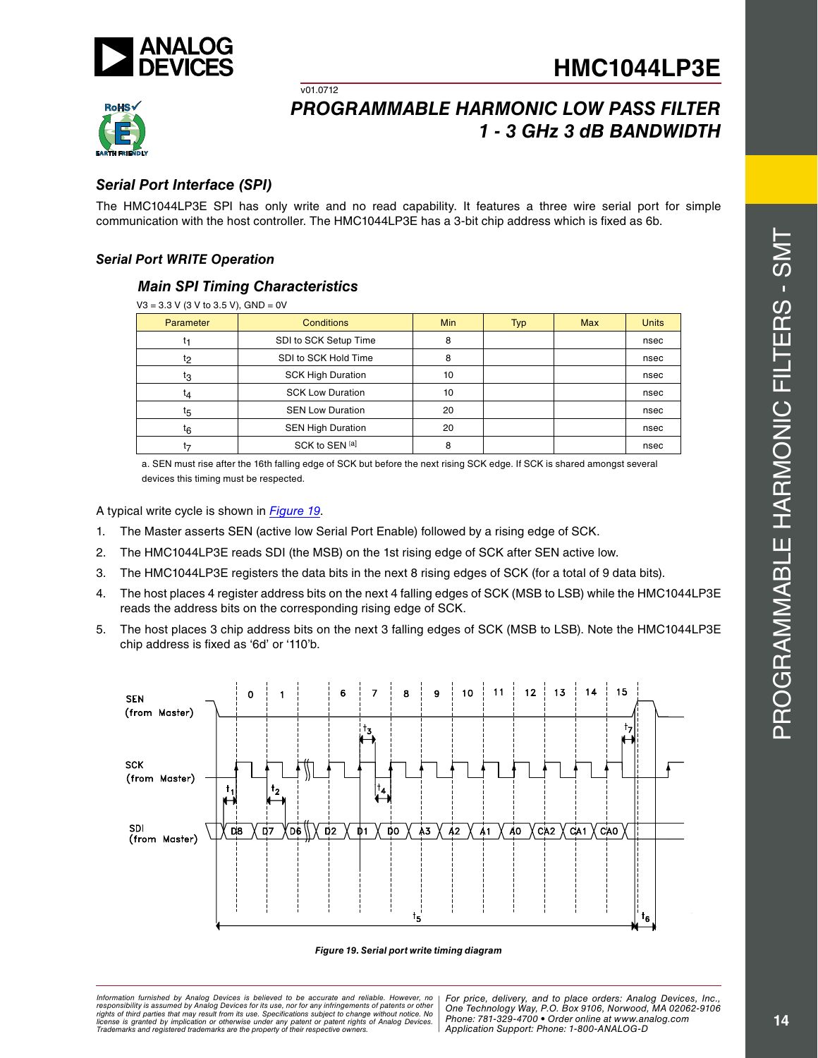## Serial Port Interface (SPI)

The HMC1044LP3E SPI has only write and no read capability. It features a three wire serial port for simple communication with the host controller. The HMC1044LP3E has a 3-bit chip address which is fixed as 6b.

### Serial Port WRITE Operation

#### Main SPI Timing Characteristics

V3 = 3.3 V (3 V to 3.5 V), GND = 0V

| Parameter | Conditions | Min | Typ | Max | Units |
|---|---|---|---|---|---|
| $t_1$ | SDI to SCK Setup Time | 8 | | | nsec |
| $t_2$ | SDI to SCK Hold Time | 8 | | | nsec |
| $t_3$ | SCK High Duration | 10 | | | nsec |
| $t_4$ | SCK Low Duration | 10 | | | nsec |
| $t_5$ | SEN Low Duration | 20 | | | nsec |
| $t_6$ | SEN High Duration | 20 | | | nsec |
| $t_7$ | SCK to SEN [a] | 8 | | | nsec |

a. SEN must rise after the 16th falling edge of SCK but before the next rising SCK edge. If SCK is shared amongst several devices this timing must be respected.

A typical write cycle is shown in *Figure 19*.

1. The Master asserts SEN (active low Serial Port Enable) followed by a rising edge of SCK.
2. The HMC1044LP3E reads SDI (the MSB) on the 1st rising edge of SCK after SEN active low.
3. The HMC1044LP3E registers the data bits in the next 8 rising edges of SCK (for a total of 9 data bits).
4. The host places 4 register address bits on the next 4 falling edges of SCK (MSB to LSB) while the HMC1044LP3E reads the address bits on the corresponding rising edge of SCK.
5. The host places 3 chip address bits on the next 3 falling edges of SCK (MSB to LSB). Note the HMC1044LP3E chip address is fixed as '6d' or '110'b.

**Figure 19. Serial port write timing diagram**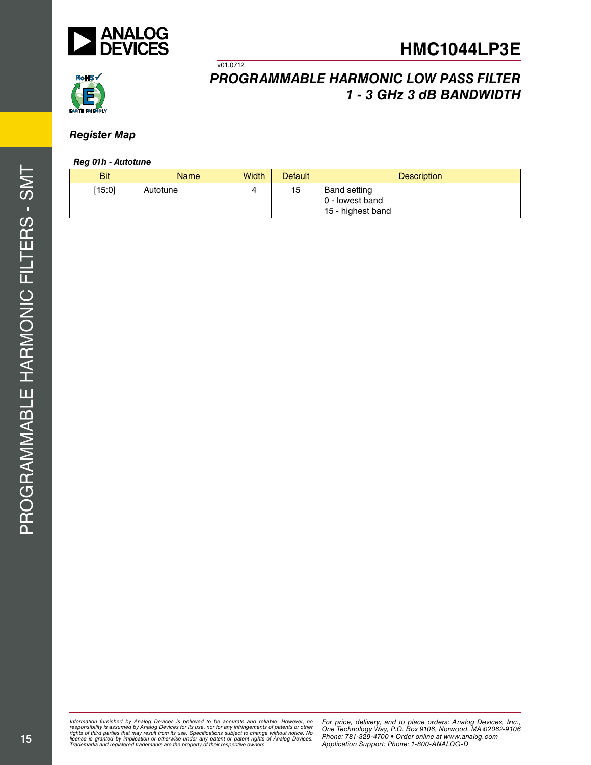## Register Map

### Reg 01h - Autotune

| Bit | Name | Width | Default | Description |
|---|---|---|---|---|
| [15:0] | Autotune | 4 | 15 | Band setting<br>0 - lowest band<br>15 - highest band |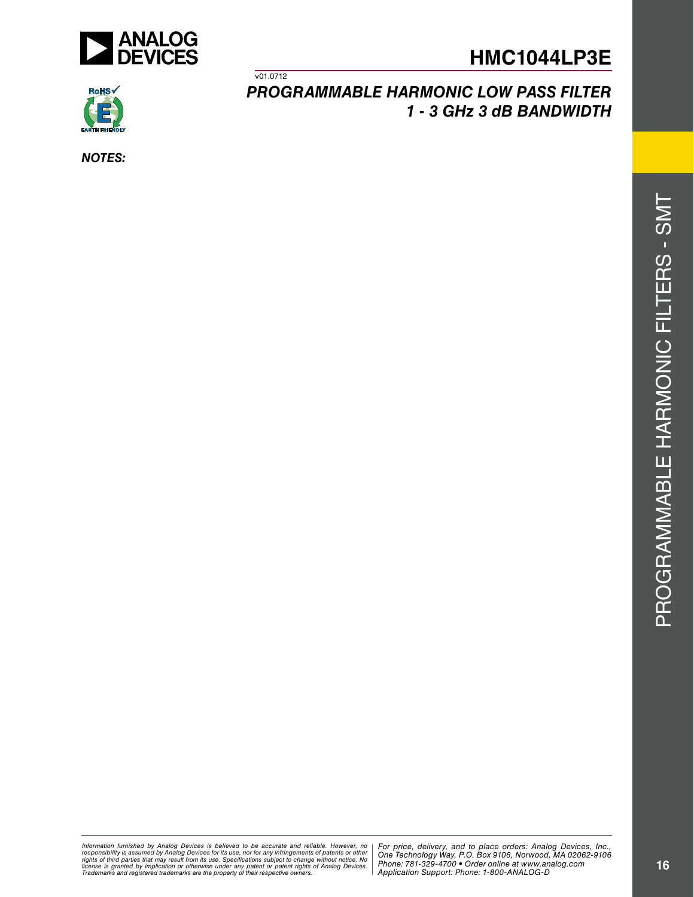**NOTES:**